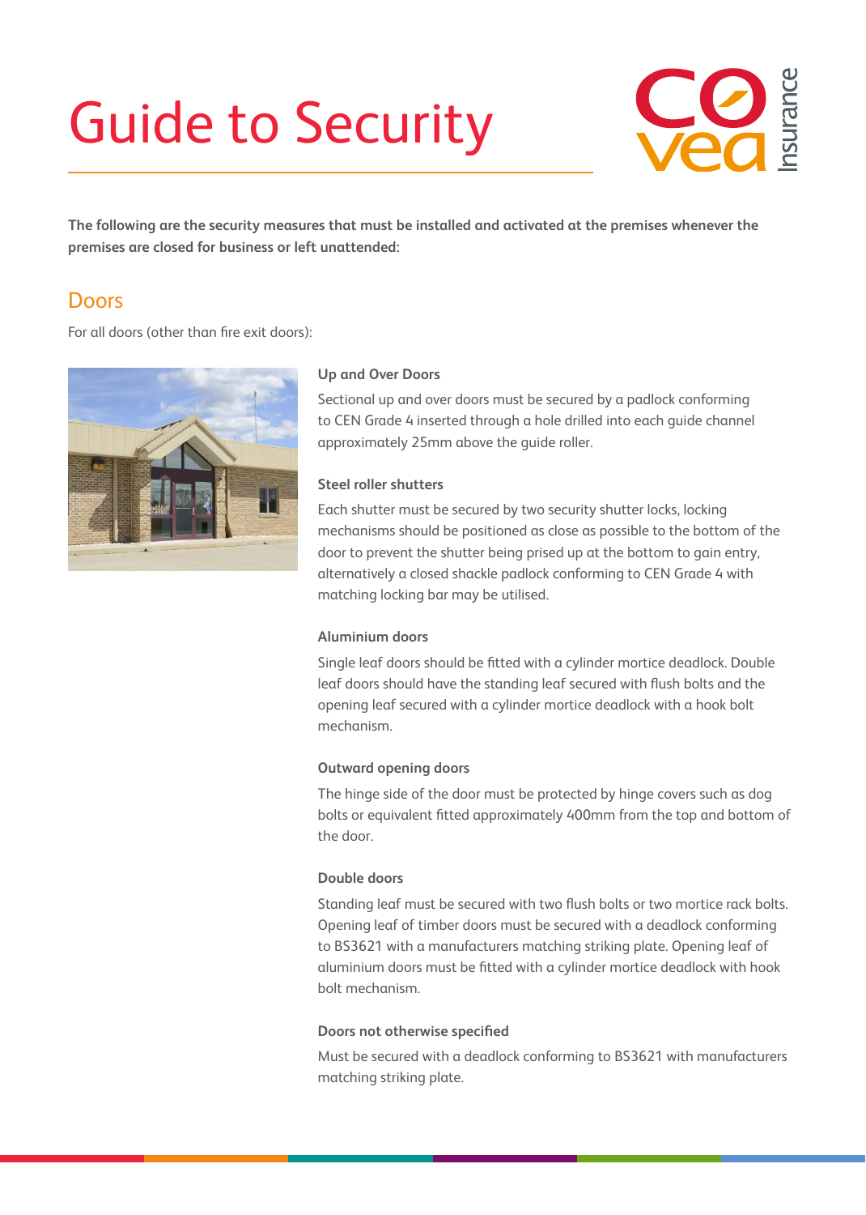# Guide to Security

**The following are the security measures that must be installed and activated at the premises whenever the premises are closed for business or left unattended:**

## Doors

For all doors (other than fire exit doors):

### Up and Over Doors

Sectional up and over doors must be secured by a padlock conforming to CEN Grade 4 inserted through a hole drilled into each guide channel approximately 25mm above the guide roller.

### Steel roller shutters

Each shutter must be secured by two security shutter locks, locking mechanisms should be positioned as close as possible to the bottom of the door to prevent the shutter being prised up at the bottom to gain entry, alternatively a closed shackle padlock conforming to CEN Grade 4 with matching locking bar may be utilised.

### Aluminium doors

Single leaf doors should be fitted with a cylinder mortice deadlock. Double leaf doors should have the standing leaf secured with flush bolts and the opening leaf secured with a cylinder mortice deadlock with a hook bolt mechanism.

### Outward opening doors

The hinge side of the door must be protected by hinge covers such as dog bolts or equivalent fitted approximately 400mm from the top and bottom of the door.

### Double doors

Standing leaf must be secured with two flush bolts or two mortice rack bolts. Opening leaf of timber doors must be secured with a deadlock conforming to BS3621 with a manufacturers matching striking plate. Opening leaf of aluminium doors must be fitted with a cylinder mortice deadlock with hook bolt mechanism.

### Doors not otherwise specified

Must be secured with a deadlock conforming to BS3621 with manufacturers matching striking plate.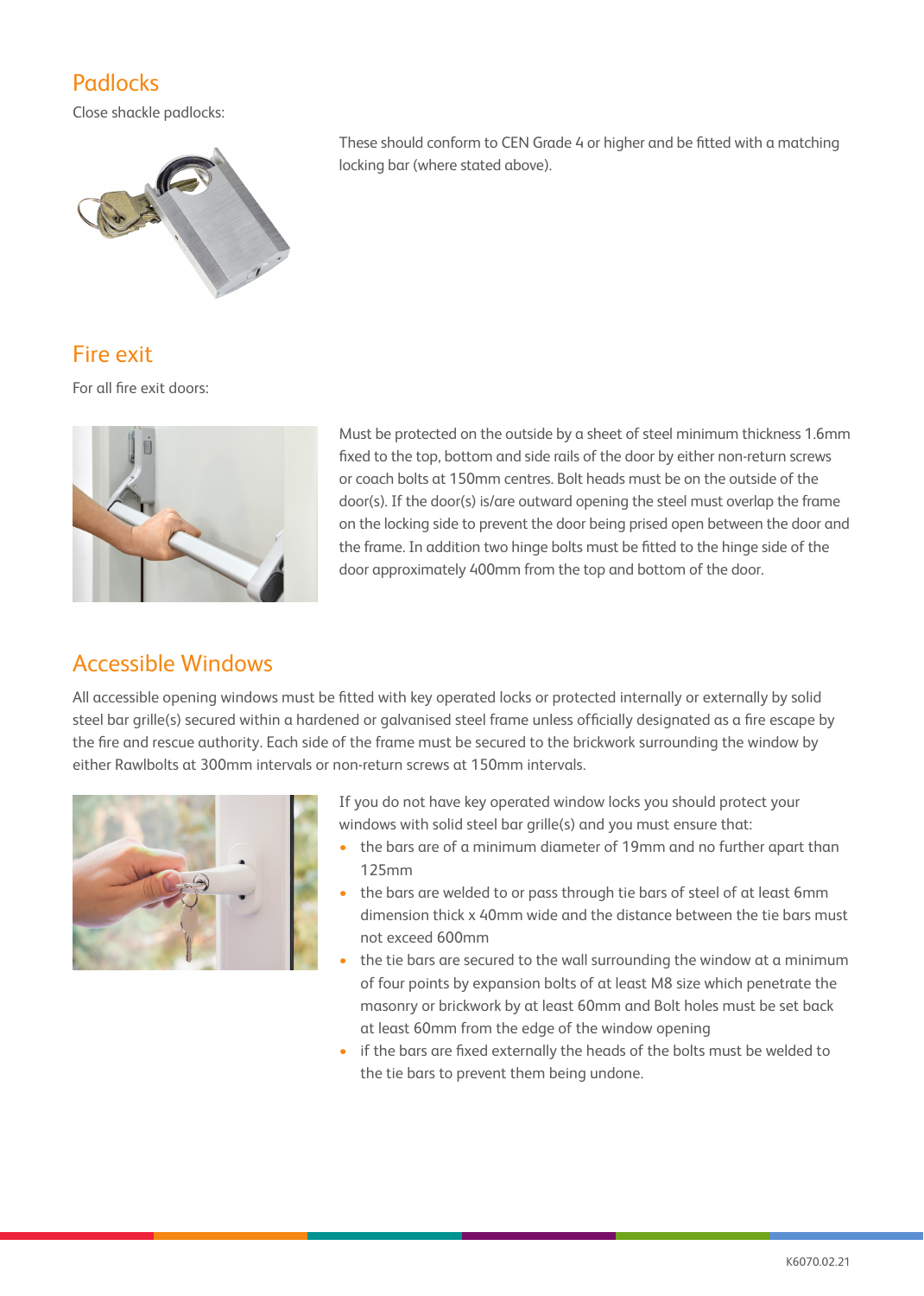## Padlocks

Close shackle padlocks:

These should conform to CEN Grade 4 or higher and be fitted with a matching locking bar (where stated above).

## Fire exit

For all fire exit doors:

Must be protected on the outside by a sheet of steel minimum thickness 1.6mm fixed to the top, bottom and side rails of the door by either non-return screws or coach bolts at 150mm centres. Bolt heads must be on the outside of the door(s). If the door(s) is/are outward opening the steel must overlap the frame on the locking side to prevent the door being prised open between the door and the frame. In addition two hinge bolts must be fitted to the hinge side of the door approximately 400mm from the top and bottom of the door.

## Accessible Windows

All accessible opening windows must be fitted with key operated locks or protected internally or externally by solid steel bar grille(s) secured within a hardened or galvanised steel frame unless officially designated as a fire escape by the fire and rescue authority. Each side of the frame must be secured to the brickwork surrounding the window by either Rawlbolts at 300mm intervals or non-return screws at 150mm intervals.

If you do not have key operated window locks you should protect your windows with solid steel bar grille(s) and you must ensure that:

- the bars are of a minimum diameter of 19mm and no further apart than 125mm
- the bars are welded to or pass through tie bars of steel of at least 6mm dimension thick x 40mm wide and the distance between the tie bars must not exceed 600mm
- the tie bars are secured to the wall surrounding the window at a minimum of four points by expansion bolts of at least M8 size which penetrate the masonry or brickwork by at least 60mm and Bolt holes must be set back at least 60mm from the edge of the window opening
- if the bars are fixed externally the heads of the bolts must be welded to the tie bars to prevent them being undone.

K6070.02.21